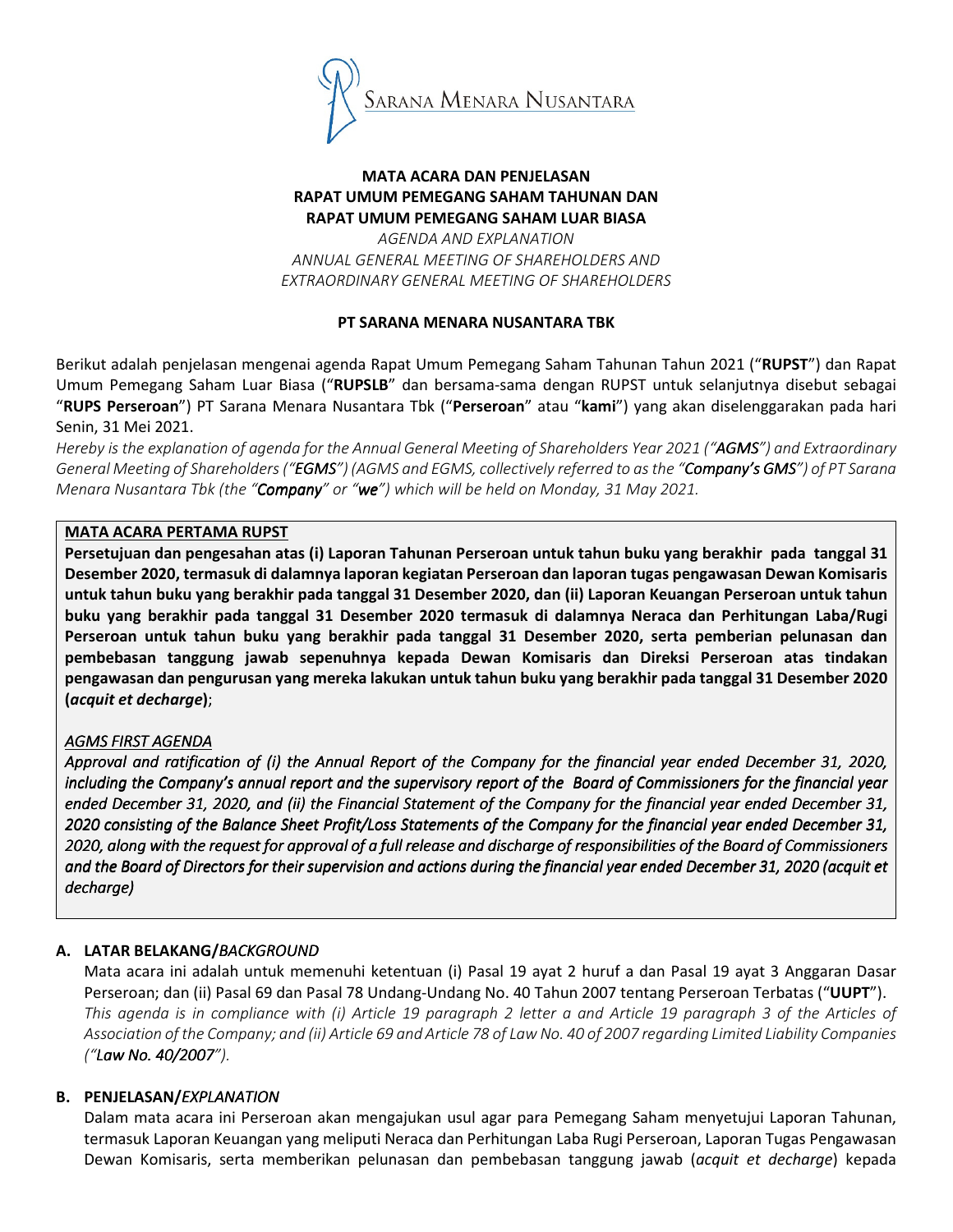SARANA MENARA NUSANTARA

# MATA ACARA DAN PENJELASAN RAPAT UMUM PEMEGANG SAHAM TAHUNAN DAN RAPAT UMUM PEMEGANG SAHAM LUAR BIASA

*AGENDA AND EXPLANATION*
*ANNUAL GENERAL MEETING OF SHAREHOLDERS AND EXTRAORDINARY GENERAL MEETING OF SHAREHOLDERS*

**PT SARANA MENARA NUSANTARA TBK**

Berikut adalah penjelasan mengenai agenda Rapat Umum Pemegang Saham Tahunan Tahun 2021 ("**RUPST**") dan Rapat Umum Pemegang Saham Luar Biasa ("**RUPSLB**" dan bersama-sama dengan RUPST untuk selanjutnya disebut sebagai "**RUPS Perseroan**") PT Sarana Menara Nusantara Tbk ("**Perseroan**" atau "**kami**") yang akan diselenggarakan pada hari Senin, 31 Mei 2021.

*Hereby is the explanation of agenda for the Annual General Meeting of Shareholders Year 2021 ("**AGMS**") and Extraordinary General Meeting of Shareholders ("**EGMS**") (AGMS and EGMS, collectively referred to as the "**Company's GMS**") of PT Sarana Menara Nusantara Tbk (the "**Company**" or "**we**") which will be held on Monday, 31 May 2021.*

**MATA ACARA PERTAMA RUPST**

**Persetujuan dan pengesahan atas (i) Laporan Tahunan Perseroan untuk tahun buku yang berakhir pada tanggal 31 Desember 2020, termasuk di dalamnya laporan kegiatan Perseroan dan laporan tugas pengawasan Dewan Komisaris untuk tahun buku yang berakhir pada tanggal 31 Desember 2020, dan (ii) Laporan Keuangan Perseroan untuk tahun buku yang berakhir pada tanggal 31 Desember 2020 termasuk di dalamnya Neraca dan Perhitungan Laba/Rugi Perseroan untuk tahun buku yang berakhir pada tanggal 31 Desember 2020, serta pemberian pelunasan dan pembebasan tanggung jawab sepenuhnya kepada Dewan Komisaris dan Direksi Perseroan atas tindakan pengawasan dan pengurusan yang mereka lakukan untuk tahun buku yang berakhir pada tanggal 31 Desember 2020 (*acquit et decharge*)**;

*AGMS FIRST AGENDA*

***Approval and ratification of (i) the Annual Report of the Company for the financial year ended December 31, 2020, including the Company's annual report and the supervisory report of the Board of Commissioners for the financial year ended December 31, 2020, and (ii) the Financial Statement of the Company for the financial year ended December 31, 2020 consisting of the Balance Sheet Profit/Loss Statements of the Company for the financial year ended December 31, 2020, along with the request for approval of a full release and discharge of responsibilities of the Board of Commissioners and the Board of Directors for their supervision and actions during the financial year ended December 31, 2020 (acquit et decharge)***

## A. LATAR BELAKANG/*BACKGROUND*

Mata acara ini adalah untuk memenuhi ketentuan (i) Pasal 19 ayat 2 huruf a dan Pasal 19 ayat 3 Anggaran Dasar Perseroan; dan (ii) Pasal 69 dan Pasal 78 Undang-Undang No. 40 Tahun 2007 tentang Perseroan Terbatas ("**UUPT**").

*This agenda is in compliance with (i) Article 19 paragraph 2 letter a and Article 19 paragraph 3 of the Articles of Association of the Company; and (ii) Article 69 and Article 78 of Law No. 40 of 2007 regarding Limited Liability Companies ("**Law No. 40/2007**").*

## B. PENJELASAN/*EXPLANATION*

Dalam mata acara ini Perseroan akan mengajukan usul agar para Pemegang Saham menyetujui Laporan Tahunan, termasuk Laporan Keuangan yang meliputi Neraca dan Perhitungan Laba Rugi Perseroan, Laporan Tugas Pengawasan Dewan Komisaris, serta memberikan pelunasan dan pembebasan tanggung jawab (*acquit et decharge*) kepada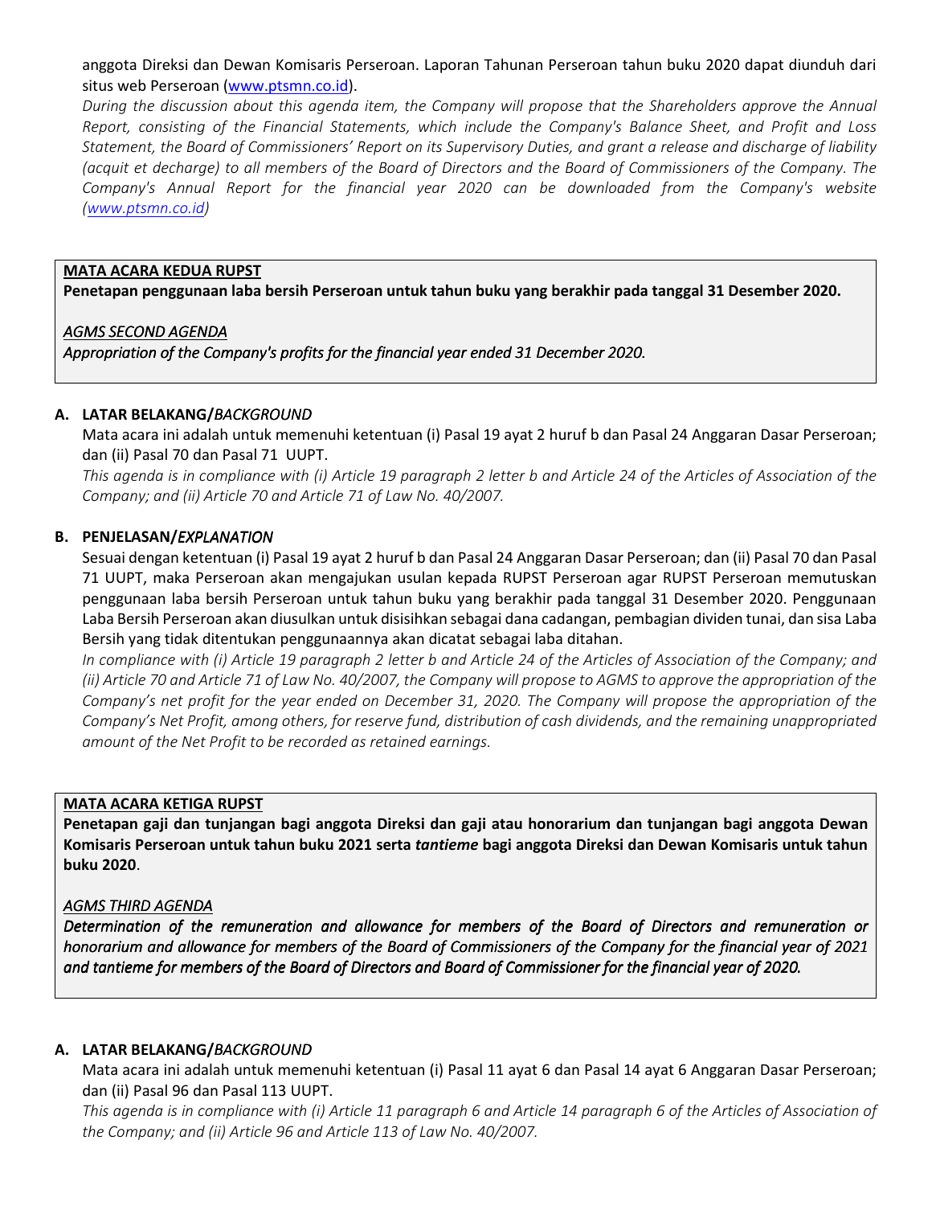anggota Direksi dan Dewan Komisaris Perseroan. Laporan Tahunan Perseroan tahun buku 2020 dapat diunduh dari situs web Perseroan (www.ptsmn.co.id).

*During the discussion about this agenda item, the Company will propose that the Shareholders approve the Annual Report, consisting of the Financial Statements, which include the Company's Balance Sheet, and Profit and Loss Statement, the Board of Commissioners' Report on its Supervisory Duties, and grant a release and discharge of liability (acquit et decharge) to all members of the Board of Directors and the Board of Commissioners of the Company. The Company's Annual Report for the financial year 2020 can be downloaded from the Company's website (www.ptsmn.co.id)*

**MATA ACARA KEDUA RUPST**

**Penetapan penggunaan laba bersih Perseroan untuk tahun buku yang berakhir pada tanggal 31 Desember 2020.**

*AGMS SECOND AGENDA*

***Appropriation of the Company's profits for the financial year ended 31 December 2020.***

**A. LATAR BELAKANG/*BACKGROUND***

Mata acara ini adalah untuk memenuhi ketentuan (i) Pasal 19 ayat 2 huruf b dan Pasal 24 Anggaran Dasar Perseroan; dan (ii) Pasal 70 dan Pasal 71 UUPT.

*This agenda is in compliance with (i) Article 19 paragraph 2 letter b and Article 24 of the Articles of Association of the Company; and (ii) Article 70 and Article 71 of Law No. 40/2007.*

**B. PENJELASAN/*EXPLANATION***

Sesuai dengan ketentuan (i) Pasal 19 ayat 2 huruf b dan Pasal 24 Anggaran Dasar Perseroan; dan (ii) Pasal 70 dan Pasal 71 UUPT, maka Perseroan akan mengajukan usulan kepada RUPST Perseroan agar RUPST Perseroan memutuskan penggunaan laba bersih Perseroan untuk tahun buku yang berakhir pada tanggal 31 Desember 2020. Penggunaan Laba Bersih Perseroan akan diusulkan untuk disisihkan sebagai dana cadangan, pembagian dividen tunai, dan sisa Laba Bersih yang tidak ditentukan penggunaannya akan dicatat sebagai laba ditahan.

*In compliance with (i) Article 19 paragraph 2 letter b and Article 24 of the Articles of Association of the Company; and (ii) Article 70 and Article 71 of Law No. 40/2007, the Company will propose to AGMS to approve the appropriation of the Company's net profit for the year ended on December 31, 2020. The Company will propose the appropriation of the Company's Net Profit, among others, for reserve fund, distribution of cash dividends, and the remaining unappropriated amount of the Net Profit to be recorded as retained earnings.*

**MATA ACARA KETIGA RUPST**

**Penetapan gaji dan tunjangan bagi anggota Direksi dan gaji atau honorarium dan tunjangan bagi anggota Dewan Komisaris Perseroan untuk tahun buku 2021 serta *tantieme* bagi anggota Direksi dan Dewan Komisaris untuk tahun buku 2020**.

*AGMS THIRD AGENDA*

***Determination of the remuneration and allowance for members of the Board of Directors and remuneration or honorarium and allowance for members of the Board of Commissioners of the Company for the financial year of 2021 and tantieme for members of the Board of Directors and Board of Commissioner for the financial year of 2020.***

**A. LATAR BELAKANG/*BACKGROUND***

Mata acara ini adalah untuk memenuhi ketentuan (i) Pasal 11 ayat 6 dan Pasal 14 ayat 6 Anggaran Dasar Perseroan; dan (ii) Pasal 96 dan Pasal 113 UUPT.

*This agenda is in compliance with (i) Article 11 paragraph 6 and Article 14 paragraph 6 of the Articles of Association of the Company; and (ii) Article 96 and Article 113 of Law No. 40/2007.*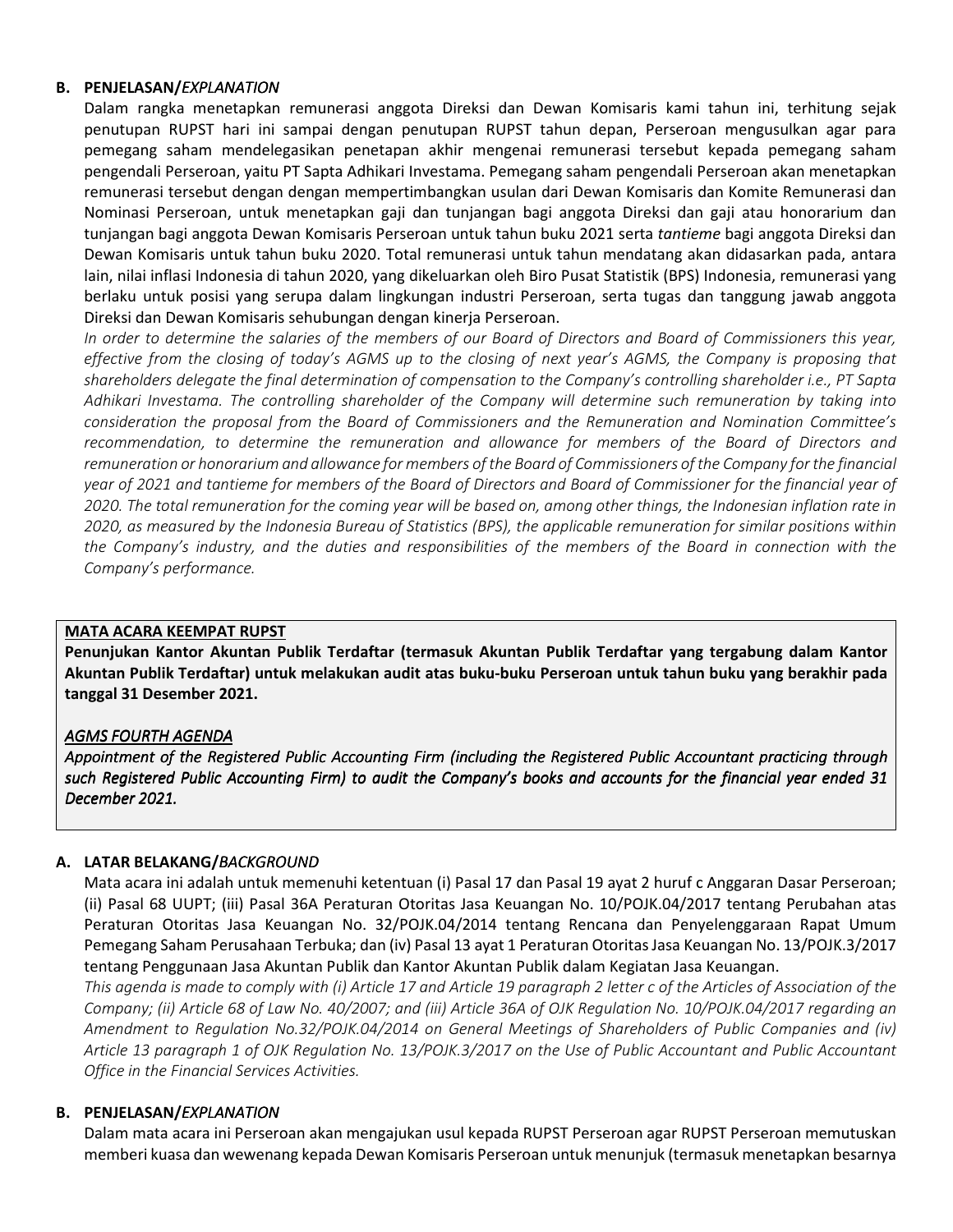**B. PENJELASAN/*EXPLANATION***

Dalam rangka menetapkan remunerasi anggota Direksi dan Dewan Komisaris kami tahun ini, terhitung sejak penutupan RUPST hari ini sampai dengan penutupan RUPST tahun depan, Perseroan mengusulkan agar para pemegang saham mendelegasikan penetapan akhir mengenai remunerasi tersebut kepada pemegang saham pengendali Perseroan, yaitu PT Sapta Adhikari Investama. Pemegang saham pengendali Perseroan akan menetapkan remunerasi tersebut dengan dengan mempertimbangkan usulan dari Dewan Komisaris dan Komite Remunerasi dan Nominasi Perseroan, untuk menetapkan gaji dan tunjangan bagi anggota Direksi dan gaji atau honorarium dan tunjangan bagi anggota Dewan Komisaris Perseroan untuk tahun buku 2021 serta *tantieme* bagi anggota Direksi dan Dewan Komisaris untuk tahun buku 2020. Total remunerasi untuk tahun mendatang akan didasarkan pada, antara lain, nilai inflasi Indonesia di tahun 2020, yang dikeluarkan oleh Biro Pusat Statistik (BPS) Indonesia, remunerasi yang berlaku untuk posisi yang serupa dalam lingkungan industri Perseroan, serta tugas dan tanggung jawab anggota Direksi dan Dewan Komisaris sehubungan dengan kinerja Perseroan.

*In order to determine the salaries of the members of our Board of Directors and Board of Commissioners this year, effective from the closing of today's AGMS up to the closing of next year's AGMS, the Company is proposing that shareholders delegate the final determination of compensation to the Company's controlling shareholder i.e., PT Sapta Adhikari Investama. The controlling shareholder of the Company will determine such remuneration by taking into consideration the proposal from the Board of Commissioners and the Remuneration and Nomination Committee's recommendation, to determine the remuneration and allowance for members of the Board of Directors and remuneration or honorarium and allowance for members of the Board of Commissioners of the Company for the financial year of 2021 and tantieme for members of the Board of Directors and Board of Commissioner for the financial year of 2020. The total remuneration for the coming year will be based on, among other things, the Indonesian inflation rate in 2020, as measured by the Indonesia Bureau of Statistics (BPS), the applicable remuneration for similar positions within the Company's industry, and the duties and responsibilities of the members of the Board in connection with the Company's performance.*

**MATA ACARA KEEMPAT RUPST**

**Penunjukan Kantor Akuntan Publik Terdaftar (termasuk Akuntan Publik Terdaftar yang tergabung dalam Kantor Akuntan Publik Terdaftar) untuk melakukan audit atas buku-buku Perseroan untuk tahun buku yang berakhir pada tanggal 31 Desember 2021.**

***AGMS FOURTH AGENDA***

***Appointment of the Registered Public Accounting Firm (including the Registered Public Accountant practicing through such Registered Public Accounting Firm) to audit the Company's books and accounts for the financial year ended 31 December 2021.***

**A. LATAR BELAKANG/*BACKGROUND***

Mata acara ini adalah untuk memenuhi ketentuan (i) Pasal 17 dan Pasal 19 ayat 2 huruf c Anggaran Dasar Perseroan; (ii) Pasal 68 UUPT; (iii) Pasal 36A Peraturan Otoritas Jasa Keuangan No. 10/POJK.04/2017 tentang Perubahan atas Peraturan Otoritas Jasa Keuangan No. 32/POJK.04/2014 tentang Rencana dan Penyelenggaraan Rapat Umum Pemegang Saham Perusahaan Terbuka; dan (iv) Pasal 13 ayat 1 Peraturan Otoritas Jasa Keuangan No. 13/POJK.3/2017 tentang Penggunaan Jasa Akuntan Publik dan Kantor Akuntan Publik dalam Kegiatan Jasa Keuangan.

*This agenda is made to comply with (i) Article 17 and Article 19 paragraph 2 letter c of the Articles of Association of the Company; (ii) Article 68 of Law No. 40/2007; and (iii) Article 36A of OJK Regulation No. 10/POJK.04/2017 regarding an Amendment to Regulation No.32/POJK.04/2014 on General Meetings of Shareholders of Public Companies and (iv) Article 13 paragraph 1 of OJK Regulation No. 13/POJK.3/2017 on the Use of Public Accountant and Public Accountant Office in the Financial Services Activities.*

**B. PENJELASAN/*EXPLANATION***

Dalam mata acara ini Perseroan akan mengajukan usul kepada RUPST Perseroan agar RUPST Perseroan memutuskan memberi kuasa dan wewenang kepada Dewan Komisaris Perseroan untuk menunjuk (termasuk menetapkan besarnya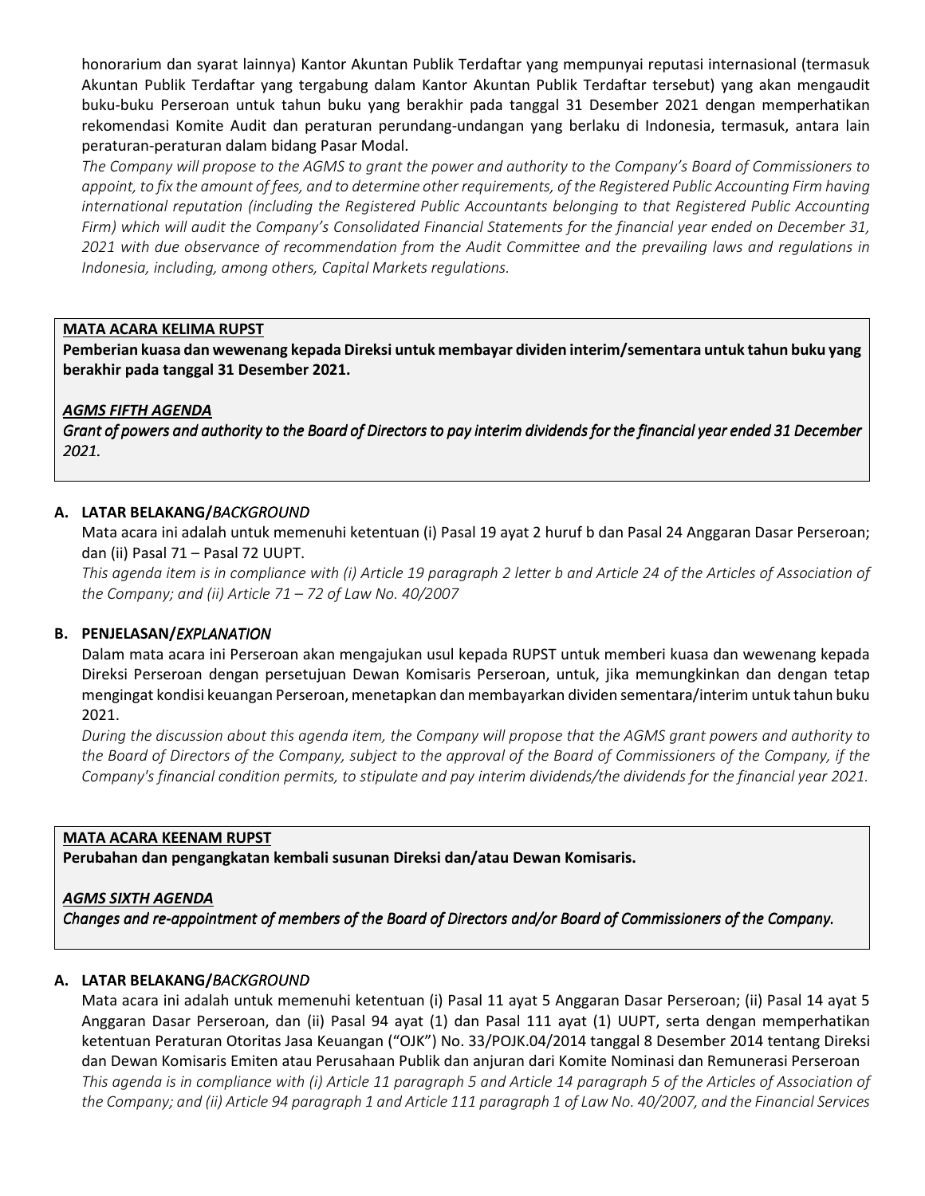honorarium dan syarat lainnya) Kantor Akuntan Publik Terdaftar yang mempunyai reputasi internasional (termasuk Akuntan Publik Terdaftar yang tergabung dalam Kantor Akuntan Publik Terdaftar tersebut) yang akan mengaudit buku-buku Perseroan untuk tahun buku yang berakhir pada tanggal 31 Desember 2021 dengan memperhatikan rekomendasi Komite Audit dan peraturan perundang-undangan yang berlaku di Indonesia, termasuk, antara lain peraturan-peraturan dalam bidang Pasar Modal.

*The Company will propose to the AGMS to grant the power and authority to the Company's Board of Commissioners to appoint, to fix the amount of fees, and to determine other requirements, of the Registered Public Accounting Firm having international reputation (including the Registered Public Accountants belonging to that Registered Public Accounting Firm) which will audit the Company's Consolidated Financial Statements for the financial year ended on December 31, 2021 with due observance of recommendation from the Audit Committee and the prevailing laws and regulations in Indonesia, including, among others, Capital Markets regulations.*

**MATA ACARA KELIMA RUPST**

**Pemberian kuasa dan wewenang kepada Direksi untuk membayar dividen interim/sementara untuk tahun buku yang berakhir pada tanggal 31 Desember 2021.**

***AGMS FIFTH AGENDA***

***Grant of powers and authority to the Board of Directors to pay interim dividends for the financial year ended 31 December 2021.***

**A. LATAR BELAKANG/*BACKGROUND***

Mata acara ini adalah untuk memenuhi ketentuan (i) Pasal 19 ayat 2 huruf b dan Pasal 24 Anggaran Dasar Perseroan; dan (ii) Pasal 71 – Pasal 72 UUPT.

*This agenda item is in compliance with (i) Article 19 paragraph 2 letter b and Article 24 of the Articles of Association of the Company; and (ii) Article 71 – 72 of Law No. 40/2007*

**B. PENJELASAN/*EXPLANATION***

Dalam mata acara ini Perseroan akan mengajukan usul kepada RUPST untuk memberi kuasa dan wewenang kepada Direksi Perseroan dengan persetujuan Dewan Komisaris Perseroan, untuk, jika memungkinkan dan dengan tetap mengingat kondisi keuangan Perseroan, menetapkan dan membayarkan dividen sementara/interim untuk tahun buku 2021.

*During the discussion about this agenda item, the Company will propose that the AGMS grant powers and authority to the Board of Directors of the Company, subject to the approval of the Board of Commissioners of the Company, if the Company's financial condition permits, to stipulate and pay interim dividends/the dividends for the financial year 2021.*

**MATA ACARA KEENAM RUPST**

**Perubahan dan pengangkatan kembali susunan Direksi dan/atau Dewan Komisaris.**

***AGMS SIXTH AGENDA***

***Changes and re-appointment of members of the Board of Directors and/or Board of Commissioners of the Company.***

**A. LATAR BELAKANG/*BACKGROUND***

Mata acara ini adalah untuk memenuhi ketentuan (i) Pasal 11 ayat 5 Anggaran Dasar Perseroan; (ii) Pasal 14 ayat 5 Anggaran Dasar Perseroan, dan (ii) Pasal 94 ayat (1) dan Pasal 111 ayat (1) UUPT, serta dengan memperhatikan ketentuan Peraturan Otoritas Jasa Keuangan ("OJK") No. 33/POJK.04/2014 tanggal 8 Desember 2014 tentang Direksi dan Dewan Komisaris Emiten atau Perusahaan Publik dan anjuran dari Komite Nominasi dan Remunerasi Perseroan

*This agenda is in compliance with (i) Article 11 paragraph 5 and Article 14 paragraph 5 of the Articles of Association of the Company; and (ii) Article 94 paragraph 1 and Article 111 paragraph 1 of Law No. 40/2007, and the Financial Services*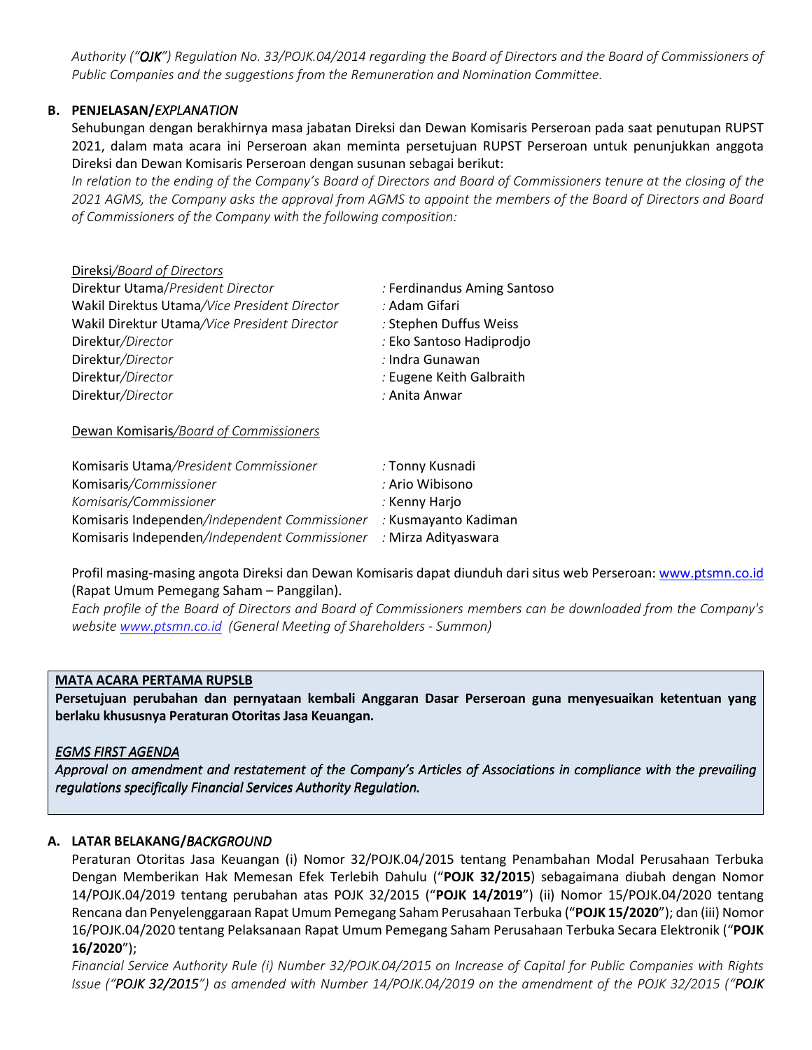*Authority ("OJK") Regulation No. 33/POJK.04/2014 regarding the Board of Directors and the Board of Commissioners of Public Companies and the suggestions from the Remuneration and Nomination Committee.*

**B. PENJELASAN/*EXPLANATION***

Sehubungan dengan berakhirnya masa jabatan Direksi dan Dewan Komisaris Perseroan pada saat penutupan RUPST 2021, dalam mata acara ini Perseroan akan meminta persetujuan RUPST Perseroan untuk penunjukkan anggota Direksi dan Dewan Komisaris Perseroan dengan susunan sebagai berikut:

*In relation to the ending of the Company's Board of Directors and Board of Commissioners tenure at the closing of the 2021 AGMS, the Company asks the approval from AGMS to appoint the members of the Board of Directors and Board of Commissioners of the Company with the following composition:*

Direksi*/Board of Directors*

| | |
|---|---|
| Direktur Utama/*President Director* | : Ferdinandus Aming Santoso |
| Wakil Direktus Utama/*Vice President Director* | : Adam Gifari |
| Wakil Direktur Utama/*Vice President Director* | : Stephen Duffus Weiss |
| Direktur/*Director* | : Eko Santoso Hadiprodjo |
| Direktur/*Director* | : Indra Gunawan |
| Direktur/*Director* | : Eugene Keith Galbraith |
| Direktur/*Director* | : Anita Anwar |

Dewan Komisaris*/Board of Commissioners*

| | |
|---|---|
| Komisaris Utama/*President Commissioner* | : Tonny Kusnadi |
| Komisaris/*Commissioner* | : Ario Wibisono |
| *Komisaris/Commissioner* | : Kenny Harjo |
| Komisaris Independen/*Independent Commissioner* | : Kusmayanto Kadiman |
| Komisaris Independen/*Independent Commissioner* | : Mirza Adityaswara |

Profil masing-masing angota Direksi dan Dewan Komisaris dapat diunduh dari situs web Perseroan: www.ptsmn.co.id (Rapat Umum Pemegang Saham – Panggilan).

*Each profile of the Board of Directors and Board of Commissioners members can be downloaded from the Company's website www.ptsmn.co.id (General Meeting of Shareholders - Summon)*

**MATA ACARA PERTAMA RUPSLB**

**Persetujuan perubahan dan pernyataan kembali Anggaran Dasar Perseroan guna menyesuaikan ketentuan yang berlaku khususnya Peraturan Otoritas Jasa Keuangan.**

*EGMS FIRST AGENDA*

*Approval on amendment and restatement of the Company's Articles of Associations in compliance with the prevailing regulations specifically Financial Services Authority Regulation.*

**A. LATAR BELAKANG/*BACKGROUND***

Peraturan Otoritas Jasa Keuangan (i) Nomor 32/POJK.04/2015 tentang Penambahan Modal Perusahaan Terbuka Dengan Memberikan Hak Memesan Efek Terlebih Dahulu ("**POJK 32/2015**) sebagaimana diubah dengan Nomor 14/POJK.04/2019 tentang perubahan atas POJK 32/2015 ("**POJK 14/2019**") (ii) Nomor 15/POJK.04/2020 tentang Rencana dan Penyelenggaraan Rapat Umum Pemegang Saham Perusahaan Terbuka ("**POJK 15/2020**"); dan (iii) Nomor 16/POJK.04/2020 tentang Pelaksanaan Rapat Umum Pemegang Saham Perusahaan Terbuka Secara Elektronik ("**POJK 16/2020**");

*Financial Service Authority Rule (i) Number 32/POJK.04/2015 on Increase of Capital for Public Companies with Rights Issue ("**POJK 32/2015**") as amended with Number 14/POJK.04/2019 on the amendment of the POJK 32/2015 ("**POJK***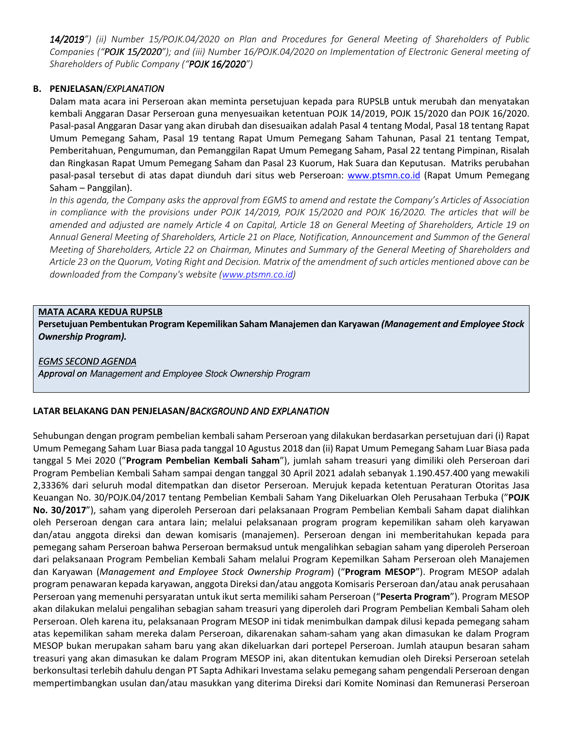*14/2019") (ii) Number 15/POJK.04/2020 on Plan and Procedures for General Meeting of Shareholders of Public Companies ("POJK 15/2020"); and (iii) Number 16/POJK.04/2020 on Implementation of Electronic General meeting of Shareholders of Public Company ("POJK 16/2020")*

**B. PENJELASAN**/*EXPLANATION*

Dalam mata acara ini Perseroan akan meminta persetujuan kepada para RUPSLB untuk merubah dan menyatakan kembali Anggaran Dasar Perseroan guna menyesuaikan ketentuan POJK 14/2019, POJK 15/2020 dan POJK 16/2020. Pasal-pasal Anggaran Dasar yang akan dirubah dan disesuaikan adalah Pasal 4 tentang Modal, Pasal 18 tentang Rapat Umum Pemegang Saham, Pasal 19 tentang Rapat Umum Pemegang Saham Tahunan, Pasal 21 tentang Tempat, Pemberitahuan, Pengumuman, dan Pemanggilan Rapat Umum Pemegang Saham, Pasal 22 tentang Pimpinan, Risalah dan Ringkasan Rapat Umum Pemegang Saham dan Pasal 23 Kuorum, Hak Suara dan Keputusan. Matriks perubahan pasal-pasal tersebut di atas dapat diunduh dari situs web Perseroan: www.ptsmn.co.id (Rapat Umum Pemegang Saham – Panggilan).

*In this agenda, the Company asks the approval from EGMS to amend and restate the Company's Articles of Association in compliance with the provisions under POJK 14/2019, POJK 15/2020 and POJK 16/2020. The articles that will be amended and adjusted are namely Article 4 on Capital, Article 18 on General Meeting of Shareholders, Article 19 on Annual General Meeting of Shareholders, Article 21 on Place, Notification, Announcement and Summon of the General Meeting of Shareholders, Article 22 on Chairman, Minutes and Summary of the General Meeting of Shareholders and Article 23 on the Quorum, Voting Right and Decision. Matrix of the amendment of such articles mentioned above can be downloaded from the Company's website (www.ptsmn.co.id)*

**MATA ACARA KEDUA RUPSLB**

**Persetujuan Pembentukan Program Kepemilikan Saham Manajemen dan Karyawan *(Management and Employee Stock Ownership Program).***

*EGMS SECOND AGENDA*

*Approval on Management and Employee Stock Ownership Program*

**LATAR BELAKANG DAN PENJELASAN/*BACKGROUND AND EXPLANATION***

Sehubungan dengan program pembelian kembali saham Perseroan yang dilakukan berdasarkan persetujuan dari (i) Rapat Umum Pemegang Saham Luar Biasa pada tanggal 10 Agustus 2018 dan (ii) Rapat Umum Pemegang Saham Luar Biasa pada tanggal 5 Mei 2020 ("**Program Pembelian Kembali Saham**"), jumlah saham treasuri yang dimiliki oleh Perseroan dari Program Pembelian Kembali Saham sampai dengan tanggal 30 April 2021 adalah sebanyak 1.190.457.400 yang mewakili 2,3336% dari seluruh modal ditempatkan dan disetor Perseroan. Merujuk kepada ketentuan Peraturan Otoritas Jasa Keuangan No. 30/POJK.04/2017 tentang Pembelian Kembali Saham Yang Dikeluarkan Oleh Perusahaan Terbuka ("**POJK No. 30/2017**"), saham yang diperoleh Perseroan dari pelaksanaan Program Pembelian Kembali Saham dapat dialihkan oleh Perseroan dengan cara antara lain; melalui pelaksanaan program program kepemilikan saham oleh karyawan dan/atau anggota direksi dan dewan komisaris (manajemen). Perseroan dengan ini memberitahukan kepada para pemegang saham Perseroan bahwa Perseroan bermaksud untuk mengalihkan sebagian saham yang diperoleh Perseroan dari pelaksanaan Program Pembelian Kembali Saham melalui Program Kepemilkan Saham Perseroan oleh Manajemen dan Karyawan (*Management and Employee Stock Ownership Program*) ("**Program MESOP**"). Program MESOP adalah program penawaran kepada karyawan, anggota Direksi dan/atau anggota Komisaris Perseroan dan/atau anak perusahaan Perseroan yang memenuhi persyaratan untuk ikut serta memiliki saham Perseroan ("**Peserta Program**"). Program MESOP akan dilakukan melalui pengalihan sebagian saham treasuri yang diperoleh dari Program Pembelian Kembali Saham oleh Perseroan. Oleh karena itu, pelaksanaan Program MESOP ini tidak menimbulkan dampak dilusi kepada pemegang saham atas kepemilikan saham mereka dalam Perseroan, dikarenakan saham-saham yang akan dimasukan ke dalam Program MESOP bukan merupakan saham baru yang akan dikeluarkan dari portepel Perseroan. Jumlah ataupun besaran saham treasuri yang akan dimasukan ke dalam Program MESOP ini, akan ditentukan kemudian oleh Direksi Perseroan setelah berkonsultasi terlebih dahulu dengan PT Sapta Adhikari Investama selaku pemegang saham pengendali Perseroan dengan mempertimbangkan usulan dan/atau masukkan yang diterima Direksi dari Komite Nominasi dan Remunerasi Perseroan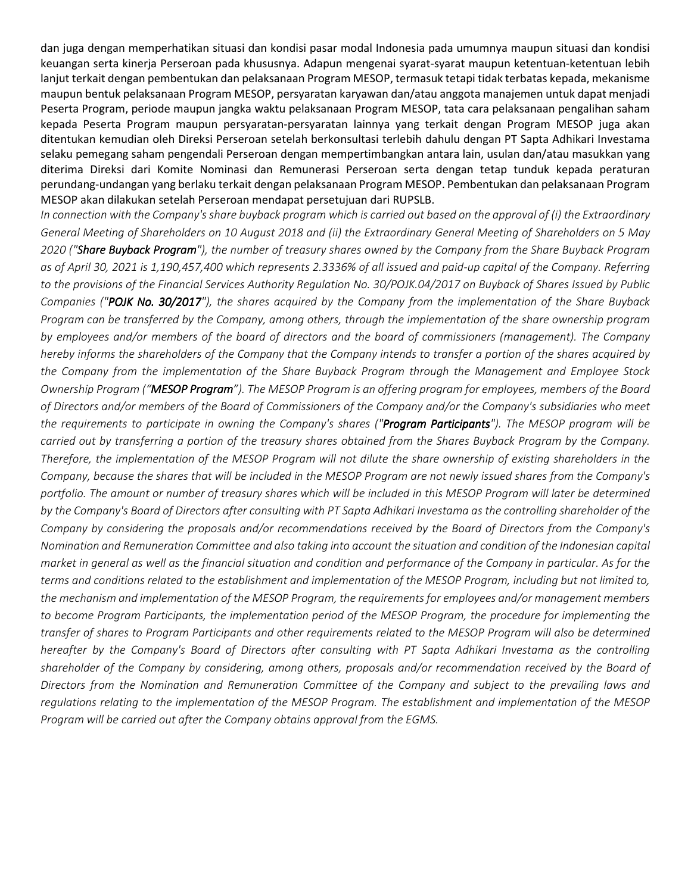dan juga dengan memperhatikan situasi dan kondisi pasar modal Indonesia pada umumnya maupun situasi dan kondisi keuangan serta kinerja Perseroan pada khususnya. Adapun mengenai syarat-syarat maupun ketentuan-ketentuan lebih lanjut terkait dengan pembentukan dan pelaksanaan Program MESOP, termasuk tetapi tidak terbatas kepada, mekanisme maupun bentuk pelaksanaan Program MESOP, persyaratan karyawan dan/atau anggota manajemen untuk dapat menjadi Peserta Program, periode maupun jangka waktu pelaksanaan Program MESOP, tata cara pelaksanaan pengalihan saham kepada Peserta Program maupun persyaratan-persyaratan lainnya yang terkait dengan Program MESOP juga akan ditentukan kemudian oleh Direksi Perseroan setelah berkonsultasi terlebih dahulu dengan PT Sapta Adhikari Investama selaku pemegang saham pengendali Perseroan dengan mempertimbangkan antara lain, usulan dan/atau masukkan yang diterima Direksi dari Komite Nominasi dan Remunerasi Perseroan serta dengan tetap tunduk kepada peraturan perundang-undangan yang berlaku terkait dengan pelaksanaan Program MESOP. Pembentukan dan pelaksanaan Program MESOP akan dilakukan setelah Perseroan mendapat persetujuan dari RUPSLB.

*In connection with the Company's share buyback program which is carried out based on the approval of (i) the Extraordinary General Meeting of Shareholders on 10 August 2018 and (ii) the Extraordinary General Meeting of Shareholders on 5 May 2020 ("**Share Buyback Program**"), the number of treasury shares owned by the Company from the Share Buyback Program as of April 30, 2021 is 1,190,457,400 which represents 2.3336% of all issued and paid-up capital of the Company. Referring to the provisions of the Financial Services Authority Regulation No. 30/POJK.04/2017 on Buyback of Shares Issued by Public Companies ("**POJK No. 30/2017**"), the shares acquired by the Company from the implementation of the Share Buyback Program can be transferred by the Company, among others, through the implementation of the share ownership program by employees and/or members of the board of directors and the board of commissioners (management). The Company hereby informs the shareholders of the Company that the Company intends to transfer a portion of the shares acquired by the Company from the implementation of the Share Buyback Program through the Management and Employee Stock Ownership Program ("**MESOP Program**"). The MESOP Program is an offering program for employees, members of the Board of Directors and/or members of the Board of Commissioners of the Company and/or the Company's subsidiaries who meet the requirements to participate in owning the Company's shares ("**Program Participants**"). The MESOP program will be carried out by transferring a portion of the treasury shares obtained from the Shares Buyback Program by the Company. Therefore, the implementation of the MESOP Program will not dilute the share ownership of existing shareholders in the Company, because the shares that will be included in the MESOP Program are not newly issued shares from the Company's portfolio. The amount or number of treasury shares which will be included in this MESOP Program will later be determined by the Company's Board of Directors after consulting with PT Sapta Adhikari Investama as the controlling shareholder of the Company by considering the proposals and/or recommendations received by the Board of Directors from the Company's Nomination and Remuneration Committee and also taking into account the situation and condition of the Indonesian capital market in general as well as the financial situation and condition and performance of the Company in particular. As for the terms and conditions related to the establishment and implementation of the MESOP Program, including but not limited to, the mechanism and implementation of the MESOP Program, the requirements for employees and/or management members to become Program Participants, the implementation period of the MESOP Program, the procedure for implementing the transfer of shares to Program Participants and other requirements related to the MESOP Program will also be determined hereafter by the Company's Board of Directors after consulting with PT Sapta Adhikari Investama as the controlling shareholder of the Company by considering, among others, proposals and/or recommendation received by the Board of Directors from the Nomination and Remuneration Committee of the Company and subject to the prevailing laws and regulations relating to the implementation of the MESOP Program. The establishment and implementation of the MESOP Program will be carried out after the Company obtains approval from the EGMS.*